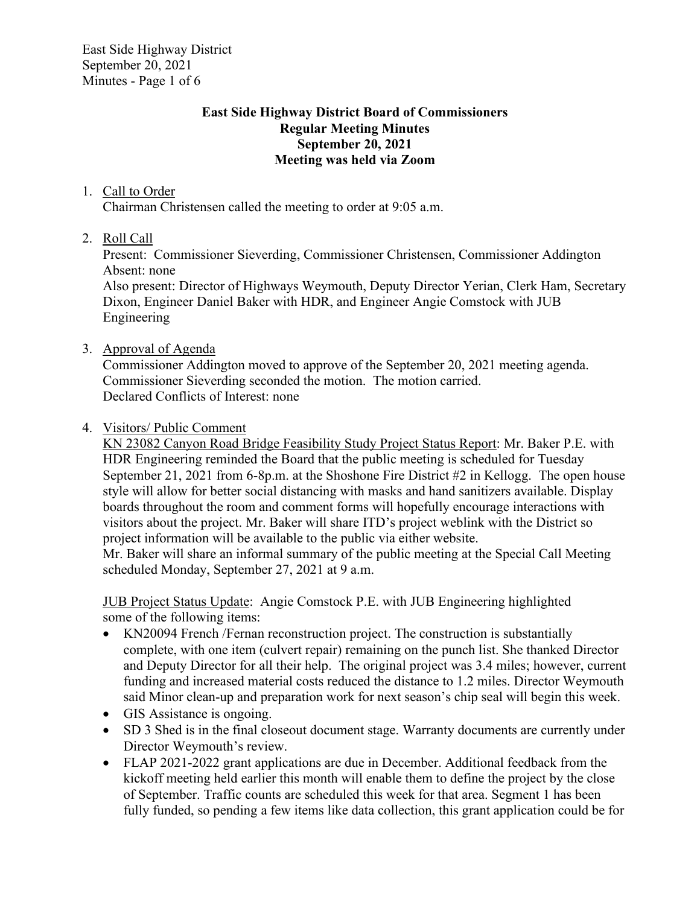**East Side Highway District Board of Commissioners**
**Regular Meeting Minutes**
**September 20, 2021**
**Meeting was held via Zoom**

1. Call to Order
   Chairman Christensen called the meeting to order at 9:05 a.m.

2. Roll Call
   Present: Commissioner Sieverding, Commissioner Christensen, Commissioner Addington
   Absent: none
   Also present: Director of Highways Weymouth, Deputy Director Yerian, Clerk Ham, Secretary Dixon, Engineer Daniel Baker with HDR, and Engineer Angie Comstock with JUB Engineering

3. Approval of Agenda
   Commissioner Addington moved to approve of the September 20, 2021 meeting agenda. Commissioner Sieverding seconded the motion. The motion carried.
   Declared Conflicts of Interest: none

4. Visitors/ Public Comment
   KN 23082 Canyon Road Bridge Feasibility Study Project Status Report: Mr. Baker P.E. with HDR Engineering reminded the Board that the public meeting is scheduled for Tuesday September 21, 2021 from 6-8p.m. at the Shoshone Fire District #2 in Kellogg. The open house style will allow for better social distancing with masks and hand sanitizers available. Display boards throughout the room and comment forms will hopefully encourage interactions with visitors about the project. Mr. Baker will share ITD's project weblink with the District so project information will be available to the public via either website.
   Mr. Baker will share an informal summary of the public meeting at the Special Call Meeting scheduled Monday, September 27, 2021 at 9 a.m.

   JUB Project Status Update: Angie Comstock P.E. with JUB Engineering highlighted some of the following items:
   - KN20094 French /Fernan reconstruction project. The construction is substantially complete, with one item (culvert repair) remaining on the punch list. She thanked Director and Deputy Director for all their help. The original project was 3.4 miles; however, current funding and increased material costs reduced the distance to 1.2 miles. Director Weymouth said Minor clean-up and preparation work for next season's chip seal will begin this week.
   - GIS Assistance is ongoing.
   - SD 3 Shed is in the final closeout document stage. Warranty documents are currently under Director Weymouth's review.
   - FLAP 2021-2022 grant applications are due in December. Additional feedback from the kickoff meeting held earlier this month will enable them to define the project by the close of September. Traffic counts are scheduled this week for that area. Segment 1 has been fully funded, so pending a few items like data collection, this grant application could be for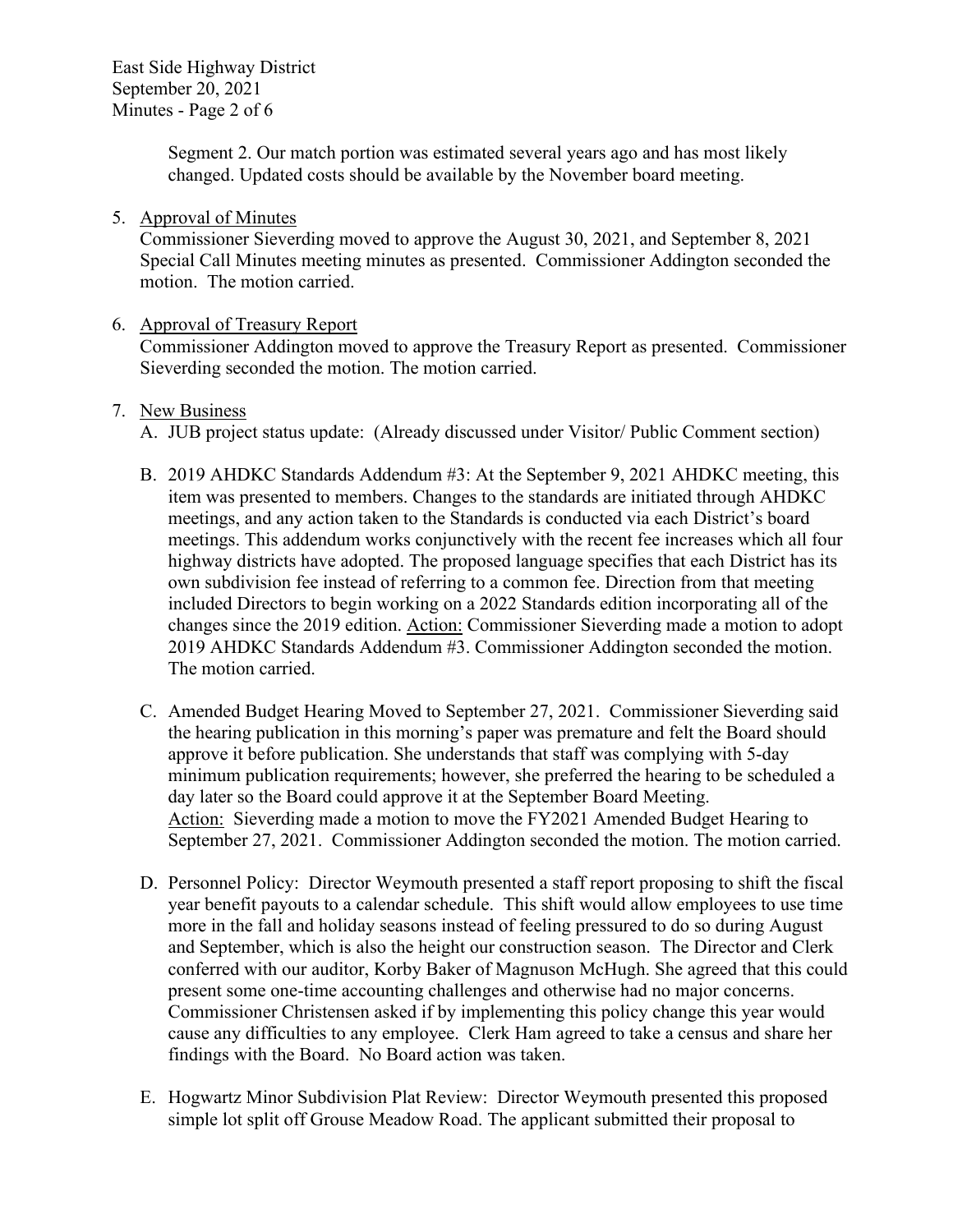Segment 2. Our match portion was estimated several years ago and has most likely changed. Updated costs should be available by the November board meeting.

5. Approval of Minutes
   Commissioner Sieverding moved to approve the August 30, 2021, and September 8, 2021 Special Call Minutes meeting minutes as presented. Commissioner Addington seconded the motion. The motion carried.

6. Approval of Treasury Report
   Commissioner Addington moved to approve the Treasury Report as presented. Commissioner Sieverding seconded the motion. The motion carried.

7. New Business
   A. JUB project status update: (Already discussed under Visitor/ Public Comment section)

   B. 2019 AHDKC Standards Addendum #3: At the September 9, 2021 AHDKC meeting, this item was presented to members. Changes to the standards are initiated through AHDKC meetings, and any action taken to the Standards is conducted via each District's board meetings. This addendum works conjunctively with the recent fee increases which all four highway districts have adopted. The proposed language specifies that each District has its own subdivision fee instead of referring to a common fee. Direction from that meeting included Directors to begin working on a 2022 Standards edition incorporating all of the changes since the 2019 edition. Action: Commissioner Sieverding made a motion to adopt 2019 AHDKC Standards Addendum #3. Commissioner Addington seconded the motion. The motion carried.

   C. Amended Budget Hearing Moved to September 27, 2021. Commissioner Sieverding said the hearing publication in this morning's paper was premature and felt the Board should approve it before publication. She understands that staff was complying with 5-day minimum publication requirements; however, she preferred the hearing to be scheduled a day later so the Board could approve it at the September Board Meeting. Action: Sieverding made a motion to move the FY2021 Amended Budget Hearing to September 27, 2021. Commissioner Addington seconded the motion. The motion carried.

   D. Personnel Policy: Director Weymouth presented a staff report proposing to shift the fiscal year benefit payouts to a calendar schedule. This shift would allow employees to use time more in the fall and holiday seasons instead of feeling pressured to do so during August and September, which is also the height our construction season. The Director and Clerk conferred with our auditor, Korby Baker of Magnuson McHugh. She agreed that this could present some one-time accounting challenges and otherwise had no major concerns. Commissioner Christensen asked if by implementing this policy change this year would cause any difficulties to any employee. Clerk Ham agreed to take a census and share her findings with the Board. No Board action was taken.

   E. Hogwartz Minor Subdivision Plat Review: Director Weymouth presented this proposed simple lot split off Grouse Meadow Road. The applicant submitted their proposal to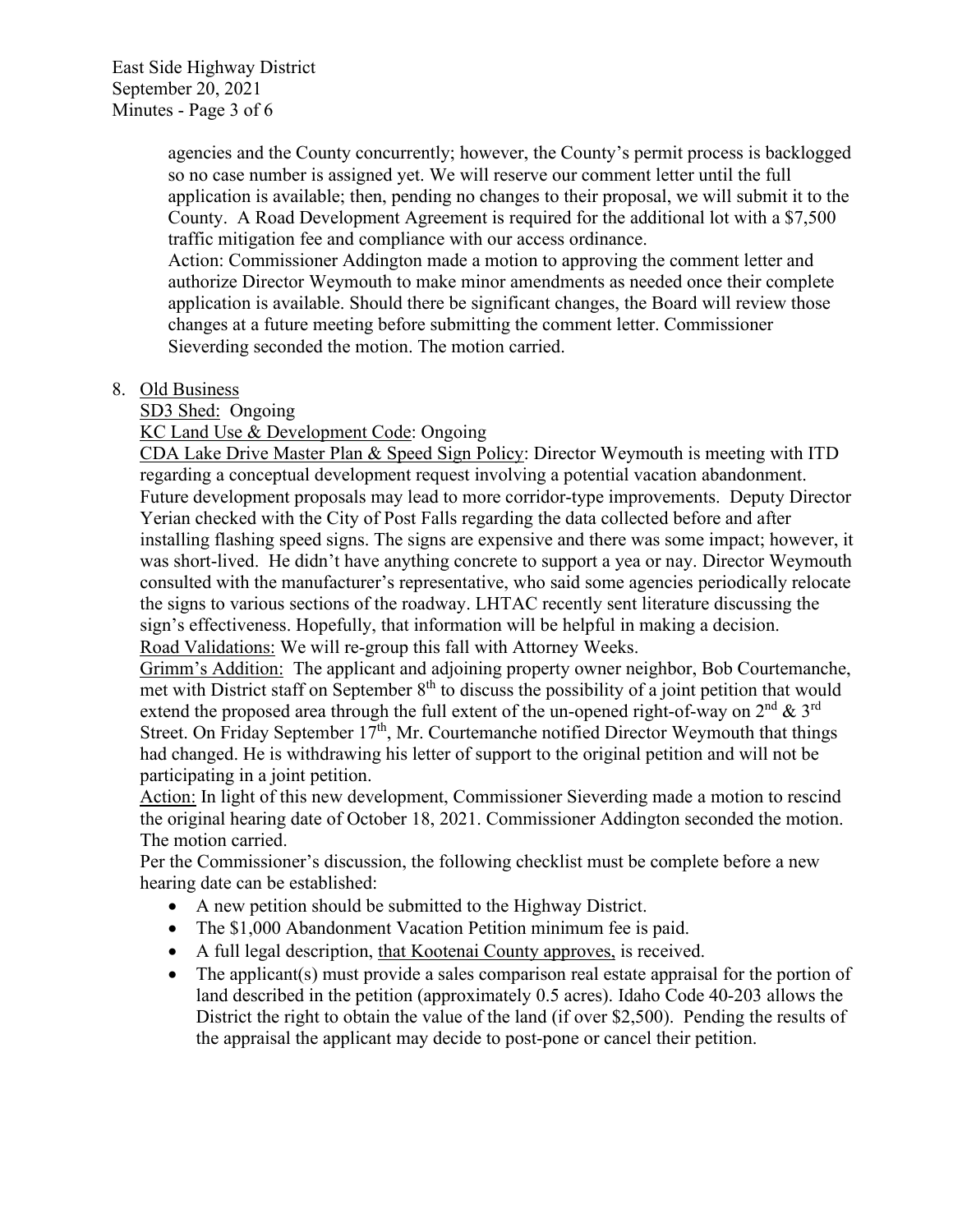agencies and the County concurrently; however, the County's permit process is backlogged so no case number is assigned yet. We will reserve our comment letter until the full application is available; then, pending no changes to their proposal, we will submit it to the County. A Road Development Agreement is required for the additional lot with a $7,500 traffic mitigation fee and compliance with our access ordinance.

Action: Commissioner Addington made a motion to approving the comment letter and authorize Director Weymouth to make minor amendments as needed once their complete application is available. Should there be significant changes, the Board will review those changes at a future meeting before submitting the comment letter. Commissioner Sieverding seconded the motion. The motion carried.

8. Old Business

SD3 Shed: Ongoing

KC Land Use & Development Code: Ongoing

CDA Lake Drive Master Plan & Speed Sign Policy: Director Weymouth is meeting with ITD regarding a conceptual development request involving a potential vacation abandonment. Future development proposals may lead to more corridor-type improvements. Deputy Director Yerian checked with the City of Post Falls regarding the data collected before and after installing flashing speed signs. The signs are expensive and there was some impact; however, it was short-lived. He didn't have anything concrete to support a yea or nay. Director Weymouth consulted with the manufacturer's representative, who said some agencies periodically relocate the signs to various sections of the roadway. LHTAC recently sent literature discussing the sign's effectiveness. Hopefully, that information will be helpful in making a decision.

Road Validations: We will re-group this fall with Attorney Weeks.

Grimm's Addition: The applicant and adjoining property owner neighbor, Bob Courtemanche, met with District staff on September 8th to discuss the possibility of a joint petition that would extend the proposed area through the full extent of the un-opened right-of-way on 2nd & 3rd Street. On Friday September 17th, Mr. Courtemanche notified Director Weymouth that things had changed. He is withdrawing his letter of support to the original petition and will not be participating in a joint petition.

Action: In light of this new development, Commissioner Sieverding made a motion to rescind the original hearing date of October 18, 2021. Commissioner Addington seconded the motion. The motion carried.

Per the Commissioner's discussion, the following checklist must be complete before a new hearing date can be established:

- A new petition should be submitted to the Highway District.
- The $1,000 Abandonment Vacation Petition minimum fee is paid.
- A full legal description, that Kootenai County approves, is received.
- The applicant(s) must provide a sales comparison real estate appraisal for the portion of land described in the petition (approximately 0.5 acres). Idaho Code 40-203 allows the District the right to obtain the value of the land (if over $2,500). Pending the results of the appraisal the applicant may decide to post-pone or cancel their petition.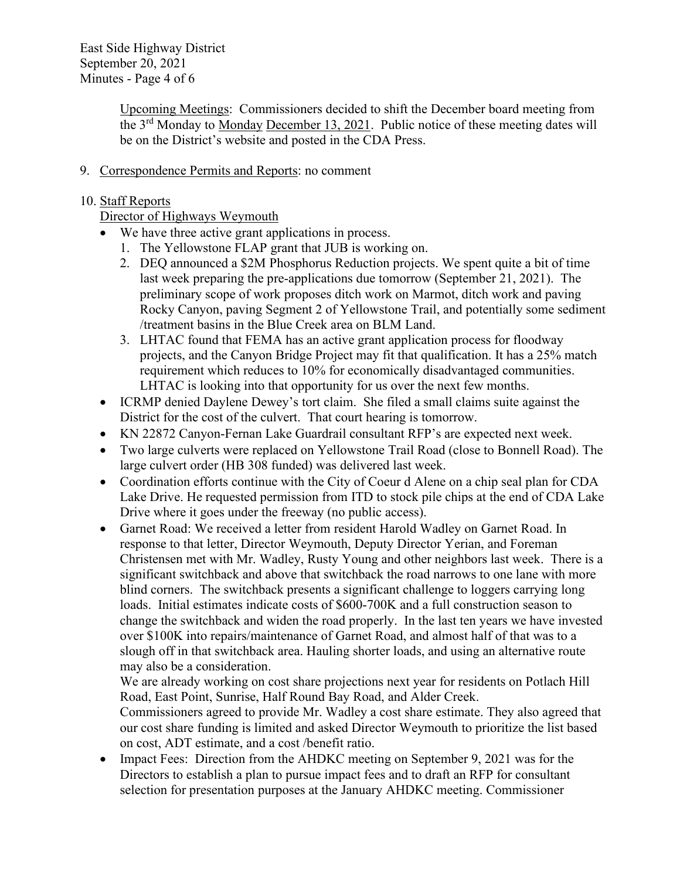Upcoming Meetings: Commissioners decided to shift the December board meeting from the 3rd Monday to Monday December 13, 2021. Public notice of these meeting dates will be on the District's website and posted in the CDA Press.

9. Correspondence Permits and Reports: no comment

10. Staff Reports

Director of Highways Weymouth

- We have three active grant applications in process.
  1. The Yellowstone FLAP grant that JUB is working on.
  2. DEQ announced a $2M Phosphorus Reduction projects. We spent quite a bit of time last week preparing the pre-applications due tomorrow (September 21, 2021). The preliminary scope of work proposes ditch work on Marmot, ditch work and paving Rocky Canyon, paving Segment 2 of Yellowstone Trail, and potentially some sediment /treatment basins in the Blue Creek area on BLM Land.
  3. LHTAC found that FEMA has an active grant application process for floodway projects, and the Canyon Bridge Project may fit that qualification. It has a 25% match requirement which reduces to 10% for economically disadvantaged communities. LHTAC is looking into that opportunity for us over the next few months.
- ICRMP denied Daylene Dewey's tort claim. She filed a small claims suite against the District for the cost of the culvert. That court hearing is tomorrow.
- KN 22872 Canyon-Fernan Lake Guardrail consultant RFP's are expected next week.
- Two large culverts were replaced on Yellowstone Trail Road (close to Bonnell Road). The large culvert order (HB 308 funded) was delivered last week.
- Coordination efforts continue with the City of Coeur d Alene on a chip seal plan for CDA Lake Drive. He requested permission from ITD to stock pile chips at the end of CDA Lake Drive where it goes under the freeway (no public access).
- Garnet Road: We received a letter from resident Harold Wadley on Garnet Road. In response to that letter, Director Weymouth, Deputy Director Yerian, and Foreman Christensen met with Mr. Wadley, Rusty Young and other neighbors last week. There is a significant switchback and above that switchback the road narrows to one lane with more blind corners. The switchback presents a significant challenge to loggers carrying long loads. Initial estimates indicate costs of $600-700K and a full construction season to change the switchback and widen the road properly. In the last ten years we have invested over $100K into repairs/maintenance of Garnet Road, and almost half of that was to a slough off in that switchback area. Hauling shorter loads, and using an alternative route may also be a consideration.

  We are already working on cost share projections next year for residents on Potlach Hill Road, East Point, Sunrise, Half Round Bay Road, and Alder Creek.

  Commissioners agreed to provide Mr. Wadley a cost share estimate. They also agreed that our cost share funding is limited and asked Director Weymouth to prioritize the list based on cost, ADT estimate, and a cost /benefit ratio.
- Impact Fees: Direction from the AHDKC meeting on September 9, 2021 was for the Directors to establish a plan to pursue impact fees and to draft an RFP for consultant selection for presentation purposes at the January AHDKC meeting. Commissioner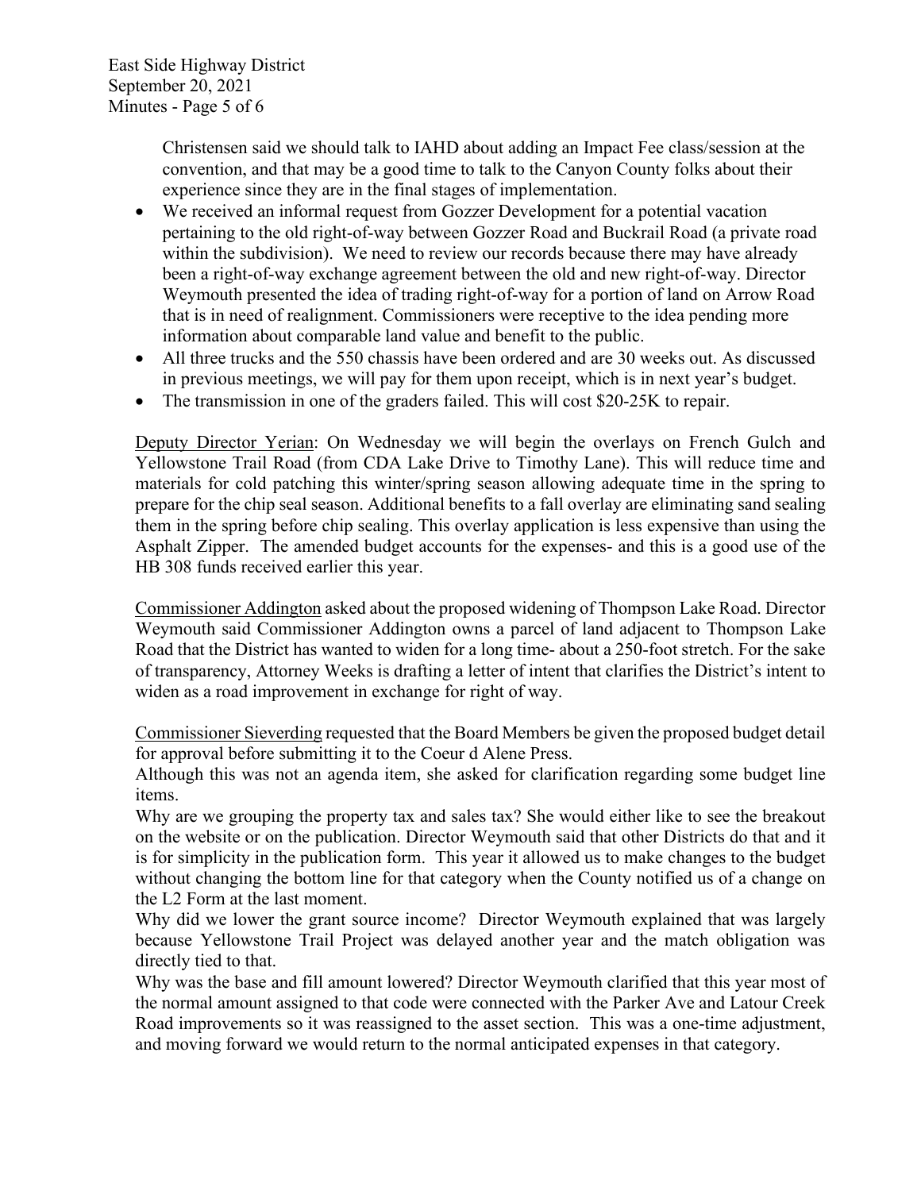Christensen said we should talk to IAHD about adding an Impact Fee class/session at the convention, and that may be a good time to talk to the Canyon County folks about their experience since they are in the final stages of implementation.

- We received an informal request from Gozzer Development for a potential vacation pertaining to the old right-of-way between Gozzer Road and Buckrail Road (a private road within the subdivision). We need to review our records because there may have already been a right-of-way exchange agreement between the old and new right-of-way. Director Weymouth presented the idea of trading right-of-way for a portion of land on Arrow Road that is in need of realignment. Commissioners were receptive to the idea pending more information about comparable land value and benefit to the public.
- All three trucks and the 550 chassis have been ordered and are 30 weeks out. As discussed in previous meetings, we will pay for them upon receipt, which is in next year's budget.
- The transmission in one of the graders failed. This will cost $20-25K to repair.

Deputy Director Yerian: On Wednesday we will begin the overlays on French Gulch and Yellowstone Trail Road (from CDA Lake Drive to Timothy Lane). This will reduce time and materials for cold patching this winter/spring season allowing adequate time in the spring to prepare for the chip seal season. Additional benefits to a fall overlay are eliminating sand sealing them in the spring before chip sealing. This overlay application is less expensive than using the Asphalt Zipper. The amended budget accounts for the expenses- and this is a good use of the HB 308 funds received earlier this year.

Commissioner Addington asked about the proposed widening of Thompson Lake Road. Director Weymouth said Commissioner Addington owns a parcel of land adjacent to Thompson Lake Road that the District has wanted to widen for a long time- about a 250-foot stretch. For the sake of transparency, Attorney Weeks is drafting a letter of intent that clarifies the District's intent to widen as a road improvement in exchange for right of way.

Commissioner Sieverding requested that the Board Members be given the proposed budget detail for approval before submitting it to the Coeur d Alene Press.
Although this was not an agenda item, she asked for clarification regarding some budget line items.
Why are we grouping the property tax and sales tax? She would either like to see the breakout on the website or on the publication. Director Weymouth said that other Districts do that and it is for simplicity in the publication form. This year it allowed us to make changes to the budget without changing the bottom line for that category when the County notified us of a change on the L2 Form at the last moment.
Why did we lower the grant source income? Director Weymouth explained that was largely because Yellowstone Trail Project was delayed another year and the match obligation was directly tied to that.
Why was the base and fill amount lowered? Director Weymouth clarified that this year most of the normal amount assigned to that code were connected with the Parker Ave and Latour Creek Road improvements so it was reassigned to the asset section. This was a one-time adjustment, and moving forward we would return to the normal anticipated expenses in that category.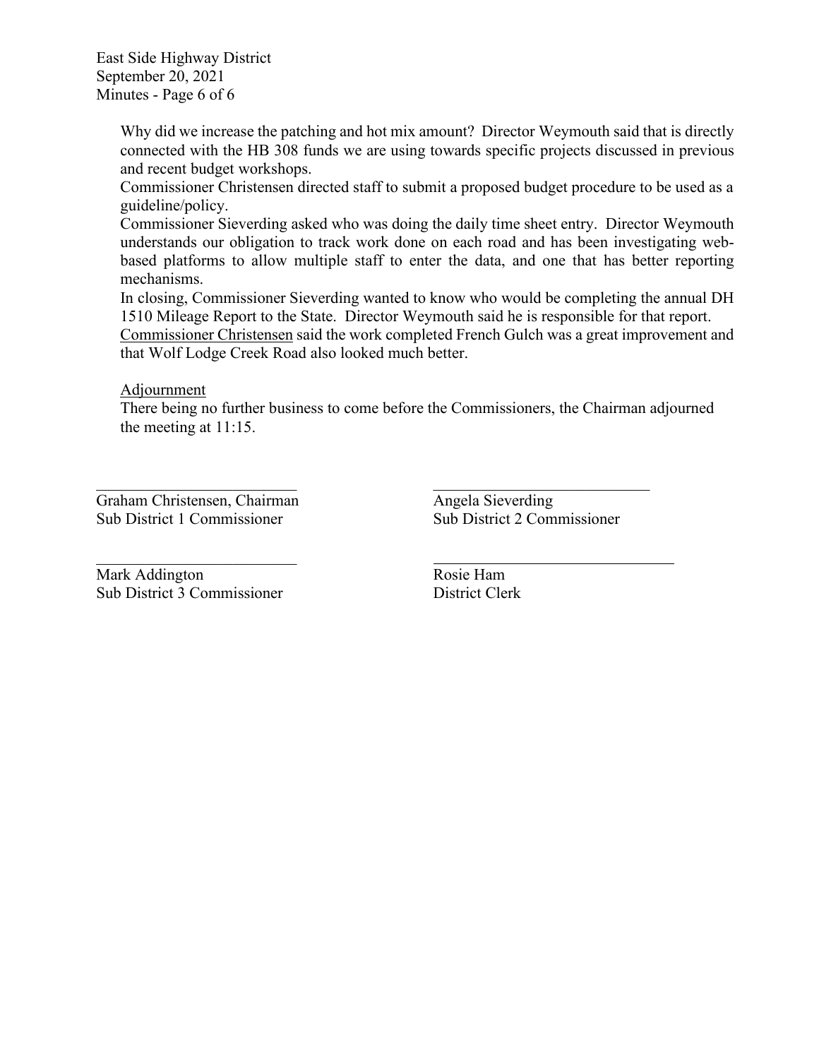Why did we increase the patching and hot mix amount? Director Weymouth said that is directly connected with the HB 308 funds we are using towards specific projects discussed in previous and recent budget workshops.

Commissioner Christensen directed staff to submit a proposed budget procedure to be used as a guideline/policy.

Commissioner Sieverding asked who was doing the daily time sheet entry. Director Weymouth understands our obligation to track work done on each road and has been investigating web-based platforms to allow multiple staff to enter the data, and one that has better reporting mechanisms.

In closing, Commissioner Sieverding wanted to know who would be completing the annual DH 1510 Mileage Report to the State. Director Weymouth said he is responsible for that report.

<u>Commissioner Christensen</u> said the work completed French Gulch was a great improvement and that Wolf Lodge Creek Road also looked much better.

<u>Adjournment</u>

There being no further business to come before the Commissioners, the Chairman adjourned the meeting at 11:15.

\_\_\_\_\_\_\_\_\_\_\_\_\_\_\_\_\_\_\_\_\_\_\_\_\_\_
Graham Christensen, Chairman
Sub District 1 Commissioner

\_\_\_\_\_\_\_\_\_\_\_\_\_\_\_\_\_\_\_\_\_\_\_\_\_\_
Angela Sieverding
Sub District 2 Commissioner

\_\_\_\_\_\_\_\_\_\_\_\_\_\_\_\_\_\_\_\_\_\_\_\_\_\_
Mark Addington
Sub District 3 Commissioner

\_\_\_\_\_\_\_\_\_\_\_\_\_\_\_\_\_\_\_\_\_\_\_\_\_\_
Rosie Ham
District Clerk